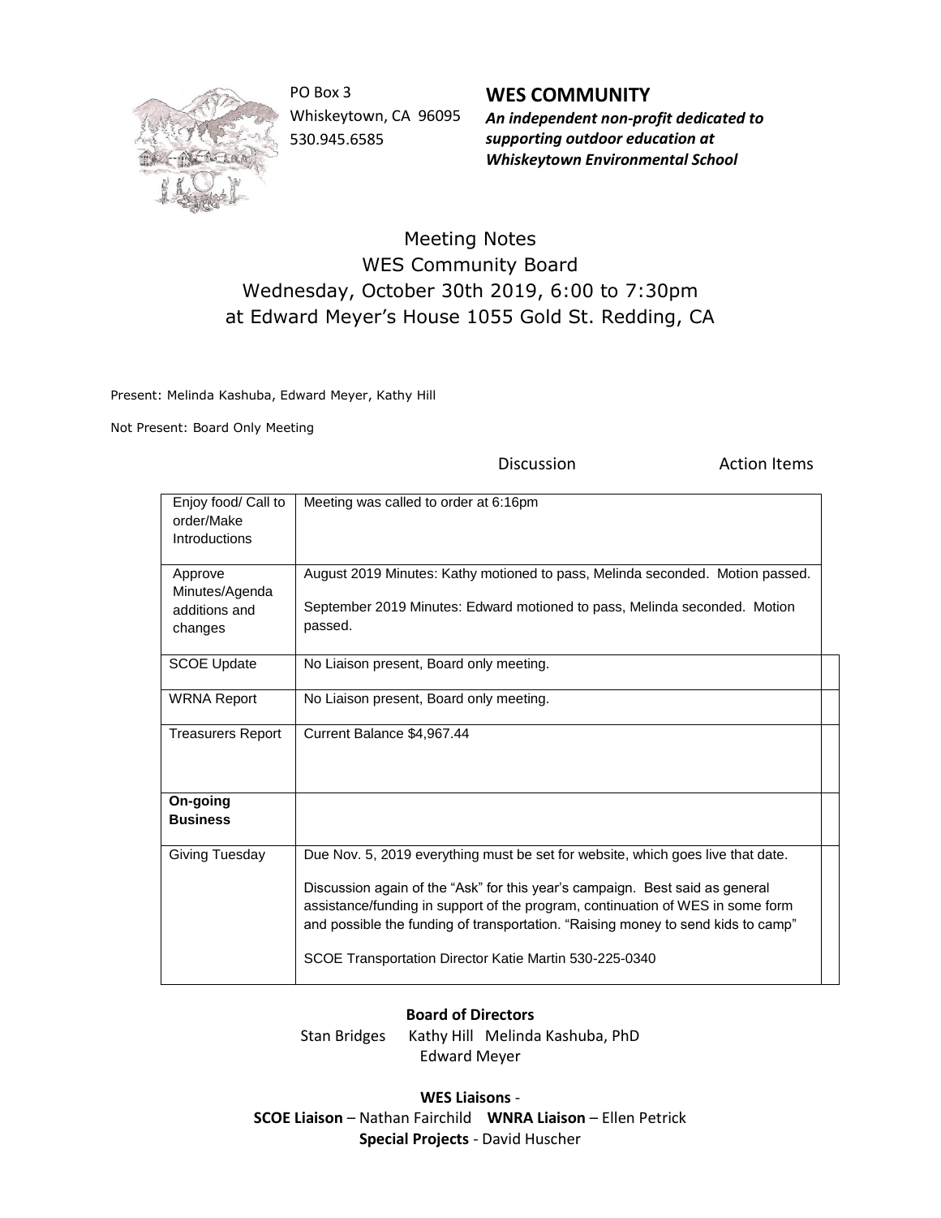PO Box 3
Whiskeytown, CA 96095
530.945.6585

**WES COMMUNITY**
***An independent non-profit dedicated to supporting outdoor education at Whiskeytown Environmental School***

# Meeting Notes
## WES Community Board
## Wednesday, October 30th 2019, 6:00 to 7:30pm
## at Edward Meyer's House 1055 Gold St. Redding, CA

Present: Melinda Kashuba, Edward Meyer, Kathy Hill

Not Present: Board Only Meeting

| | Discussion | Action Items |
|---|---|---|
| Enjoy food/ Call to order/Make Introductions | Meeting was called to order at 6:16pm | |
| Approve Minutes/Agenda additions and changes | August 2019 Minutes: Kathy motioned to pass, Melinda seconded. Motion passed.<br><br>September 2019 Minutes: Edward motioned to pass, Melinda seconded. Motion passed. | |
| SCOE Update | No Liaison present, Board only meeting. | |
| WRNA Report | No Liaison present, Board only meeting. | |
| Treasurers Report | Current Balance $4,967.44 | |
| **On-going Business** | | |
| Giving Tuesday | Due Nov. 5, 2019 everything must be set for website, which goes live that date.<br><br>Discussion again of the "Ask" for this year's campaign. Best said as general assistance/funding in support of the program, continuation of WES in some form and possible the funding of transportation. "Raising money to send kids to camp"<br><br>SCOE Transportation Director Katie Martin 530-225-0340 | |

**Board of Directors**
Stan Bridges Kathy Hill Melinda Kashuba, PhD
Edward Meyer

**WES Liaisons** -
**SCOE Liaison** – Nathan Fairchild **WNRA Liaison** – Ellen Petrick
**Special Projects** - David Huscher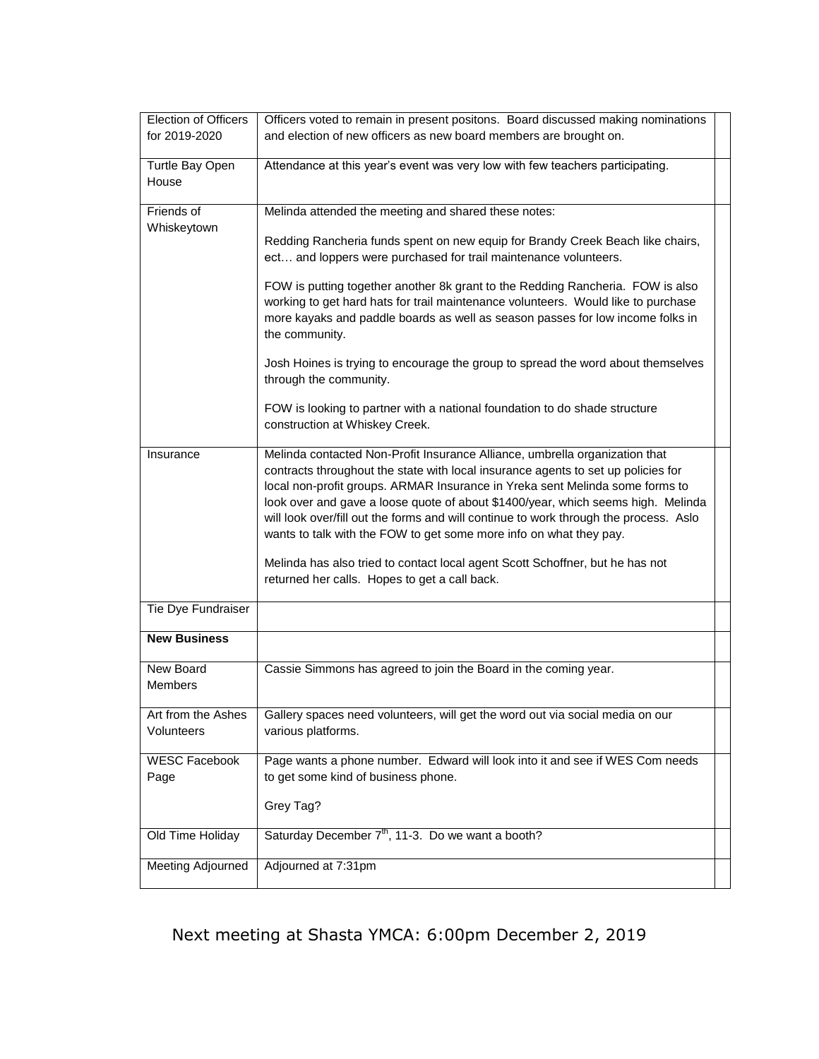| | | |
|---|---|---|
| Election of Officers for 2019-2020 | Officers voted to remain in present positons. Board discussed making nominations and election of new officers as new board members are brought on. | |
| Turtle Bay Open House | Attendance at this year's event was very low with few teachers participating. | |
| Friends of Whiskeytown | Melinda attended the meeting and shared these notes:<br><br>Redding Rancheria funds spent on new equip for Brandy Creek Beach like chairs, ect… and loppers were purchased for trail maintenance volunteers.<br><br>FOW is putting together another 8k grant to the Redding Rancheria. FOW is also working to get hard hats for trail maintenance volunteers. Would like to purchase more kayaks and paddle boards as well as season passes for low income folks in the community.<br><br>Josh Hoines is trying to encourage the group to spread the word about themselves through the community.<br><br>FOW is looking to partner with a national foundation to do shade structure construction at Whiskey Creek. | |
| Insurance | Melinda contacted Non-Profit Insurance Alliance, umbrella organization that contracts throughout the state with local insurance agents to set up policies for local non-profit groups. ARMAR Insurance in Yreka sent Melinda some forms to look over and gave a loose quote of about $1400/year, which seems high. Melinda will look over/fill out the forms and will continue to work through the process. Aslo wants to talk with the FOW to get some more info on what they pay.<br><br>Melinda has also tried to contact local agent Scott Schoffner, but he has not returned her calls. Hopes to get a call back. | |
| Tie Dye Fundraiser | | |
| **New Business** | | |
| New Board Members | Cassie Simmons has agreed to join the Board in the coming year. | |
| Art from the Ashes Volunteers | Gallery spaces need volunteers, will get the word out via social media on our various platforms. | |
| WESC Facebook Page | Page wants a phone number. Edward will look into it and see if WES Com needs to get some kind of business phone.<br><br>Grey Tag? | |
| Old Time Holiday | Saturday December 7th, 11-3. Do we want a booth? | |
| Meeting Adjourned | Adjourned at 7:31pm | |

Next meeting at Shasta YMCA: 6:00pm December 2, 2019